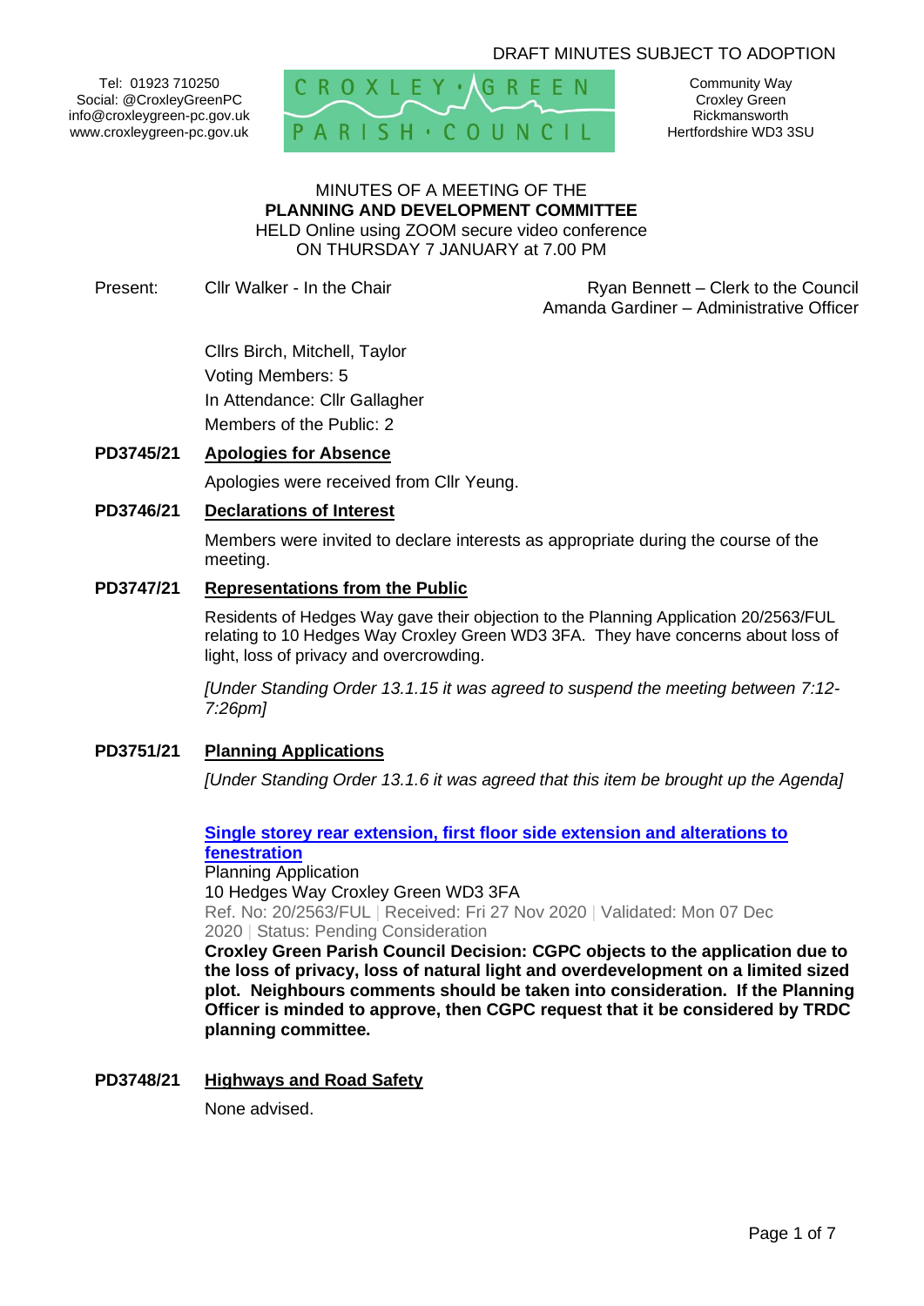DRAFT MINUTES SUBJECT TO ADOPTION

Tel: 01923 710250
Social: @CroxleyGreenPC
info@croxleygreen-pc.gov.uk
www.croxleygreen-pc.gov.uk

CROXLEY GREEN PARISH COUNCIL

Community Way
Croxley Green
Rickmansworth
Hertfordshire WD3 3SU

MINUTES OF A MEETING OF THE
**PLANNING AND DEVELOPMENT COMMITTEE**
HELD Online using ZOOM secure video conference
ON THURSDAY 7 JANUARY at 7.00 PM

Present: Cllr Walker - In the Chair

Ryan Bennett – Clerk to the Council
Amanda Gardiner – Administrative Officer

Cllrs Birch, Mitchell, Taylor
Voting Members: 5
In Attendance: Cllr Gallagher
Members of the Public: 2

**PD3745/21 Apologies for Absence**

Apologies were received from Cllr Yeung.

**PD3746/21 Declarations of Interest**

Members were invited to declare interests as appropriate during the course of the meeting.

**PD3747/21 Representations from the Public**

Residents of Hedges Way gave their objection to the Planning Application 20/2563/FUL relating to 10 Hedges Way Croxley Green WD3 3FA. They have concerns about loss of light, loss of privacy and overcrowding.

*[Under Standing Order 13.1.15 it was agreed to suspend the meeting between 7:12-7:26pm]*

**PD3751/21 Planning Applications**

*[Under Standing Order 13.1.6 it was agreed that this item be brought up the Agenda]*

**Single storey rear extension, first floor side extension and alterations to fenestration**
Planning Application
10 Hedges Way Croxley Green WD3 3FA
Ref. No: 20/2563/FUL | Received: Fri 27 Nov 2020 | Validated: Mon 07 Dec 2020 | Status: Pending Consideration
**Croxley Green Parish Council Decision: CGPC objects to the application due to the loss of privacy, loss of natural light and overdevelopment on a limited sized plot. Neighbours comments should be taken into consideration. If the Planning Officer is minded to approve, then CGPC request that it be considered by TRDC planning committee.**

**PD3748/21 Highways and Road Safety**

None advised.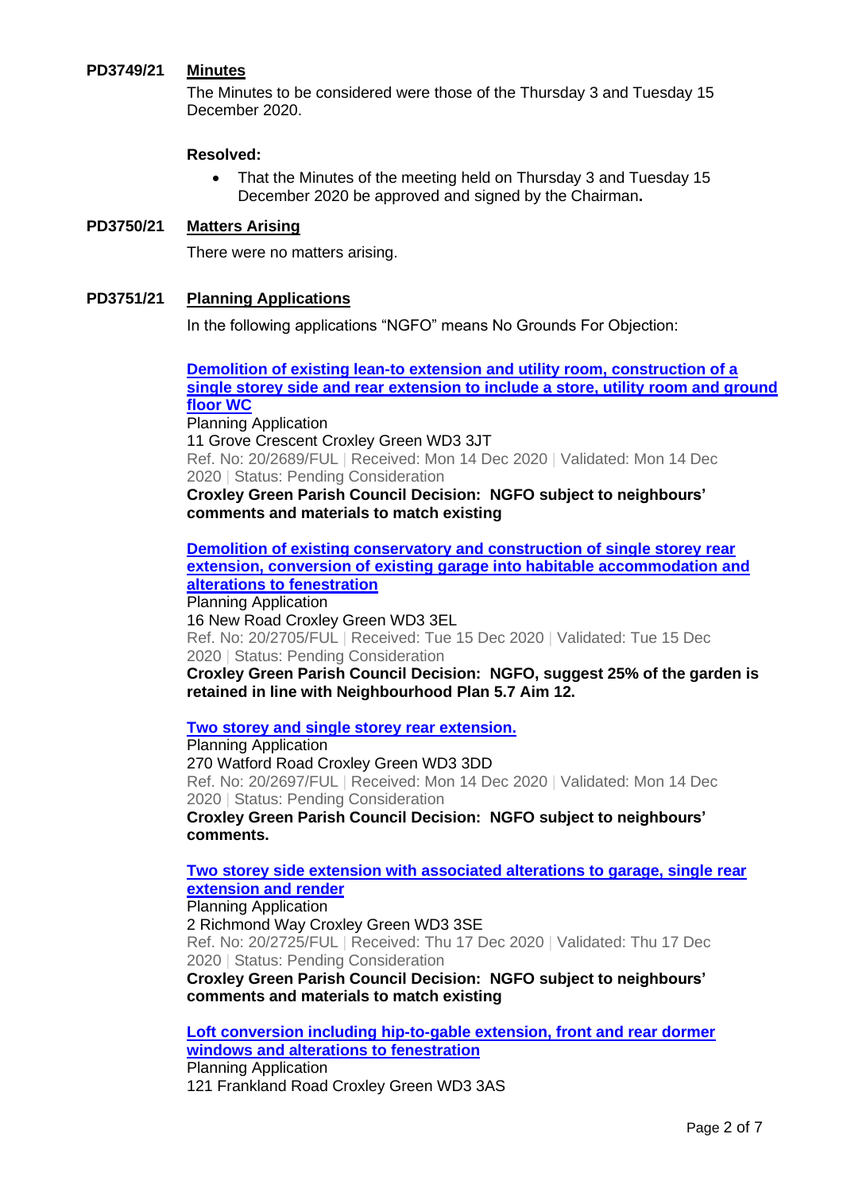**PD3749/21** **Minutes**

The Minutes to be considered were those of the Thursday 3 and Tuesday 15 December 2020.

**Resolved:**

- That the Minutes of the meeting held on Thursday 3 and Tuesday 15 December 2020 be approved and signed by the Chairman**.**

**PD3750/21** **Matters Arising**

There were no matters arising.

**PD3751/21** **Planning Applications**

In the following applications "NGFO" means No Grounds For Objection:

**Demolition of existing lean-to extension and utility room, construction of a single storey side and rear extension to include a store, utility room and ground floor WC**
Planning Application
11 Grove Crescent Croxley Green WD3 3JT
Ref. No: 20/2689/FUL | Received: Mon 14 Dec 2020 | Validated: Mon 14 Dec 2020 | Status: Pending Consideration
**Croxley Green Parish Council Decision: NGFO subject to neighbours' comments and materials to match existing**

**Demolition of existing conservatory and construction of single storey rear extension, conversion of existing garage into habitable accommodation and alterations to fenestration**
Planning Application
16 New Road Croxley Green WD3 3EL
Ref. No: 20/2705/FUL | Received: Tue 15 Dec 2020 | Validated: Tue 15 Dec 2020 | Status: Pending Consideration
**Croxley Green Parish Council Decision: NGFO, suggest 25% of the garden is retained in line with Neighbourhood Plan 5.7 Aim 12.**

**Two storey and single storey rear extension.**
Planning Application
270 Watford Road Croxley Green WD3 3DD
Ref. No: 20/2697/FUL | Received: Mon 14 Dec 2020 | Validated: Mon 14 Dec 2020 | Status: Pending Consideration
**Croxley Green Parish Council Decision: NGFO subject to neighbours' comments.**

**Two storey side extension with associated alterations to garage, single rear extension and render**
Planning Application
2 Richmond Way Croxley Green WD3 3SE
Ref. No: 20/2725/FUL | Received: Thu 17 Dec 2020 | Validated: Thu 17 Dec 2020 | Status: Pending Consideration
**Croxley Green Parish Council Decision: NGFO subject to neighbours' comments and materials to match existing**

**Loft conversion including hip-to-gable extension, front and rear dormer windows and alterations to fenestration**
Planning Application
121 Frankland Road Croxley Green WD3 3AS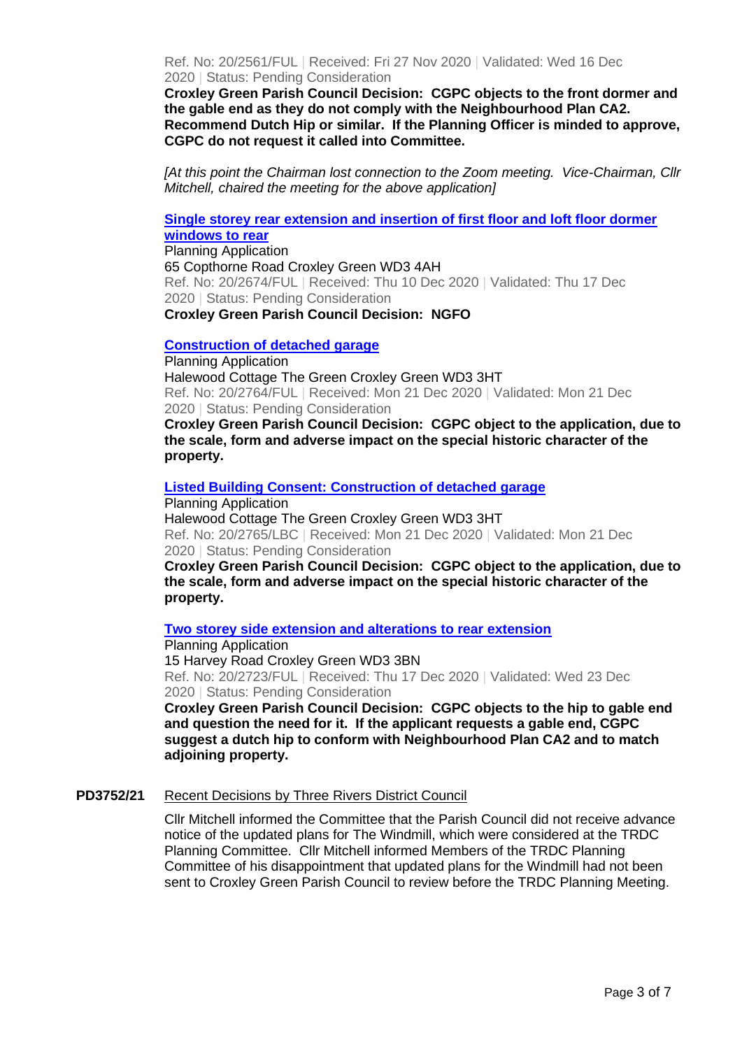Ref. No: 20/2561/FUL | Received: Fri 27 Nov 2020 | Validated: Wed 16 Dec 2020 | Status: Pending Consideration

**Croxley Green Parish Council Decision: CGPC objects to the front dormer and the gable end as they do not comply with the Neighbourhood Plan CA2. Recommend Dutch Hip or similar. If the Planning Officer is minded to approve, CGPC do not request it called into Committee.**

*[At this point the Chairman lost connection to the Zoom meeting. Vice-Chairman, Cllr Mitchell, chaired the meeting for the above application]*

**Single storey rear extension and insertion of first floor and loft floor dormer windows to rear**

Planning Application
65 Copthorne Road Croxley Green WD3 4AH
Ref. No: 20/2674/FUL | Received: Thu 10 Dec 2020 | Validated: Thu 17 Dec 2020 | Status: Pending Consideration

**Croxley Green Parish Council Decision: NGFO**

**Construction of detached garage**

Planning Application
Halewood Cottage The Green Croxley Green WD3 3HT
Ref. No: 20/2764/FUL | Received: Mon 21 Dec 2020 | Validated: Mon 21 Dec 2020 | Status: Pending Consideration

**Croxley Green Parish Council Decision: CGPC object to the application, due to the scale, form and adverse impact on the special historic character of the property.**

**Listed Building Consent: Construction of detached garage**

Planning Application
Halewood Cottage The Green Croxley Green WD3 3HT
Ref. No: 20/2765/LBC | Received: Mon 21 Dec 2020 | Validated: Mon 21 Dec 2020 | Status: Pending Consideration

**Croxley Green Parish Council Decision: CGPC object to the application, due to the scale, form and adverse impact on the special historic character of the property.**

**Two storey side extension and alterations to rear extension**

Planning Application
15 Harvey Road Croxley Green WD3 3BN
Ref. No: 20/2723/FUL | Received: Thu 17 Dec 2020 | Validated: Wed 23 Dec 2020 | Status: Pending Consideration

**Croxley Green Parish Council Decision: CGPC objects to the hip to gable end and question the need for it. If the applicant requests a gable end, CGPC suggest a dutch hip to conform with Neighbourhood Plan CA2 and to match adjoining property.**

**PD3752/21** Recent Decisions by Three Rivers District Council

Cllr Mitchell informed the Committee that the Parish Council did not receive advance notice of the updated plans for The Windmill, which were considered at the TRDC Planning Committee. Cllr Mitchell informed Members of the TRDC Planning Committee of his disappointment that updated plans for the Windmill had not been sent to Croxley Green Parish Council to review before the TRDC Planning Meeting.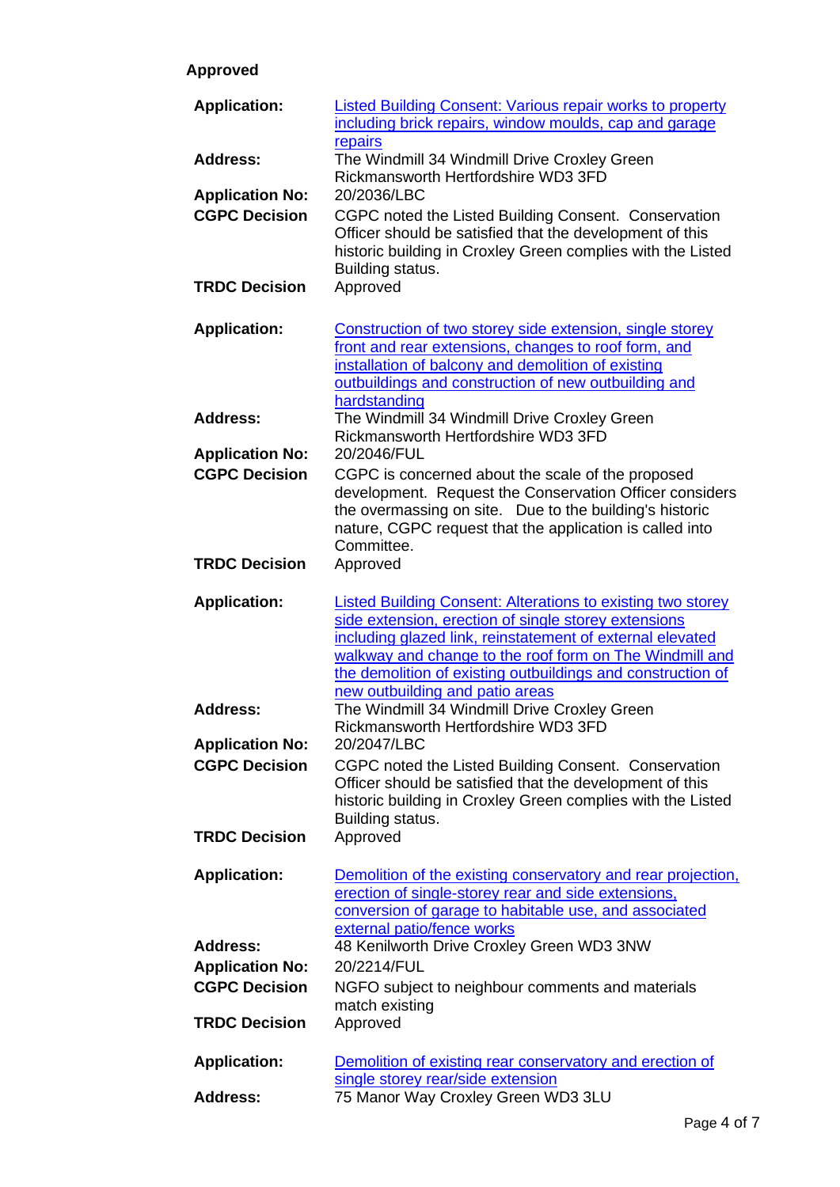**Approved**

| | |
|---|---|
| **Application:** | Listed Building Consent: Various repair works to property including brick repairs, window moulds, cap and garage repairs |
| **Address:** | The Windmill 34 Windmill Drive Croxley Green Rickmansworth Hertfordshire WD3 3FD |
| **Application No:** | 20/2036/LBC |
| **CGPC Decision** | CGPC noted the Listed Building Consent. Conservation Officer should be satisfied that the development of this historic building in Croxley Green complies with the Listed Building status. |
| **TRDC Decision** | Approved |

| | |
|---|---|
| **Application:** | Construction of two storey side extension, single storey front and rear extensions, changes to roof form, and installation of balcony and demolition of existing outbuildings and construction of new outbuilding and hardstanding |
| **Address:** | The Windmill 34 Windmill Drive Croxley Green Rickmansworth Hertfordshire WD3 3FD |
| **Application No:** | 20/2046/FUL |
| **CGPC Decision** | CGPC is concerned about the scale of the proposed development. Request the Conservation Officer considers the overmassing on site. Due to the building's historic nature, CGPC request that the application is called into Committee. |
| **TRDC Decision** | Approved |

| | |
|---|---|
| **Application:** | Listed Building Consent: Alterations to existing two storey side extension, erection of single storey extensions including glazed link, reinstatement of external elevated walkway and change to the roof form on The Windmill and the demolition of existing outbuildings and construction of new outbuilding and patio areas |
| **Address:** | The Windmill 34 Windmill Drive Croxley Green Rickmansworth Hertfordshire WD3 3FD |
| **Application No:** | 20/2047/LBC |
| **CGPC Decision** | CGPC noted the Listed Building Consent. Conservation Officer should be satisfied that the development of this historic building in Croxley Green complies with the Listed Building status. |
| **TRDC Decision** | Approved |

| | |
|---|---|
| **Application:** | Demolition of the existing conservatory and rear projection, erection of single-storey rear and side extensions, conversion of garage to habitable use, and associated external patio/fence works |
| **Address:** | 48 Kenilworth Drive Croxley Green WD3 3NW |
| **Application No:** | 20/2214/FUL |
| **CGPC Decision** | NGFO subject to neighbour comments and materials match existing |
| **TRDC Decision** | Approved |

| | |
|---|---|
| **Application:** | Demolition of existing rear conservatory and erection of single storey rear/side extension |
| **Address:** | 75 Manor Way Croxley Green WD3 3LU |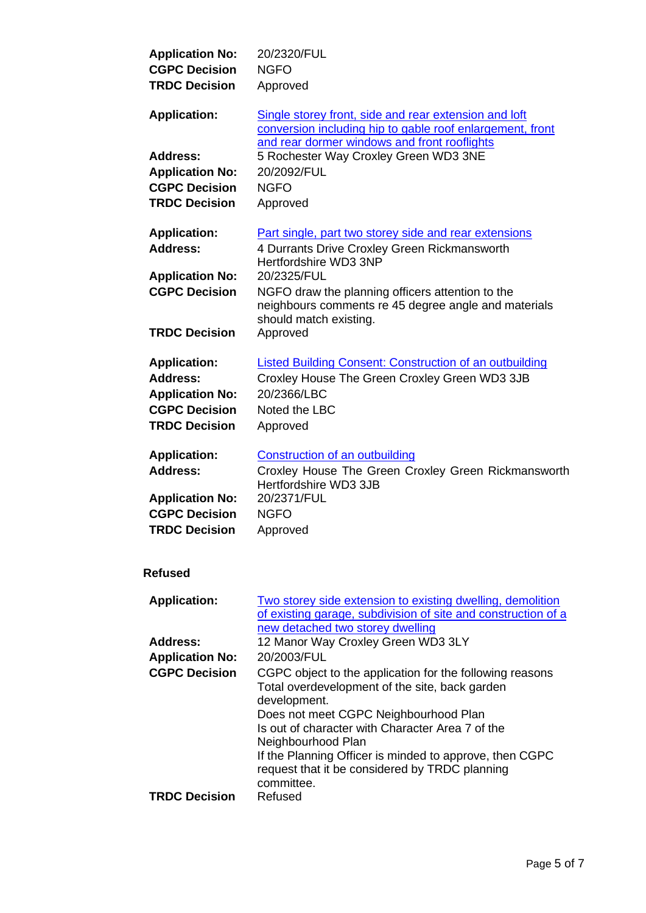**Application No:** 20/2320/FUL
**CGPC Decision** NGFO
**TRDC Decision** Approved

**Application:** Single storey front, side and rear extension and loft conversion including hip to gable roof enlargement, front and rear dormer windows and front rooflights
**Address:** 5 Rochester Way Croxley Green WD3 3NE
**Application No:** 20/2092/FUL
**CGPC Decision** NGFO
**TRDC Decision** Approved

**Application:** Part single, part two storey side and rear extensions
**Address:** 4 Durrants Drive Croxley Green Rickmansworth Hertfordshire WD3 3NP
**Application No:** 20/2325/FUL
**CGPC Decision** NGFO draw the planning officers attention to the neighbours comments re 45 degree angle and materials should match existing.
**TRDC Decision** Approved

**Application:** Listed Building Consent: Construction of an outbuilding
**Address:** Croxley House The Green Croxley Green WD3 3JB
**Application No:** 20/2366/LBC
**CGPC Decision** Noted the LBC
**TRDC Decision** Approved

**Application:** Construction of an outbuilding
**Address:** Croxley House The Green Croxley Green Rickmansworth Hertfordshire WD3 3JB
**Application No:** 20/2371/FUL
**CGPC Decision** NGFO
**TRDC Decision** Approved

**Refused**

**Application:** Two storey side extension to existing dwelling, demolition of existing garage, subdivision of site and construction of a new detached two storey dwelling
**Address:** 12 Manor Way Croxley Green WD3 3LY
**Application No:** 20/2003/FUL
**CGPC Decision** CGPC object to the application for the following reasons
Total overdevelopment of the site, back garden development.
Does not meet CGPC Neighbourhood Plan
Is out of character with Character Area 7 of the Neighbourhood Plan
If the Planning Officer is minded to approve, then CGPC request that it be considered by TRDC planning committee.
**TRDC Decision** Refused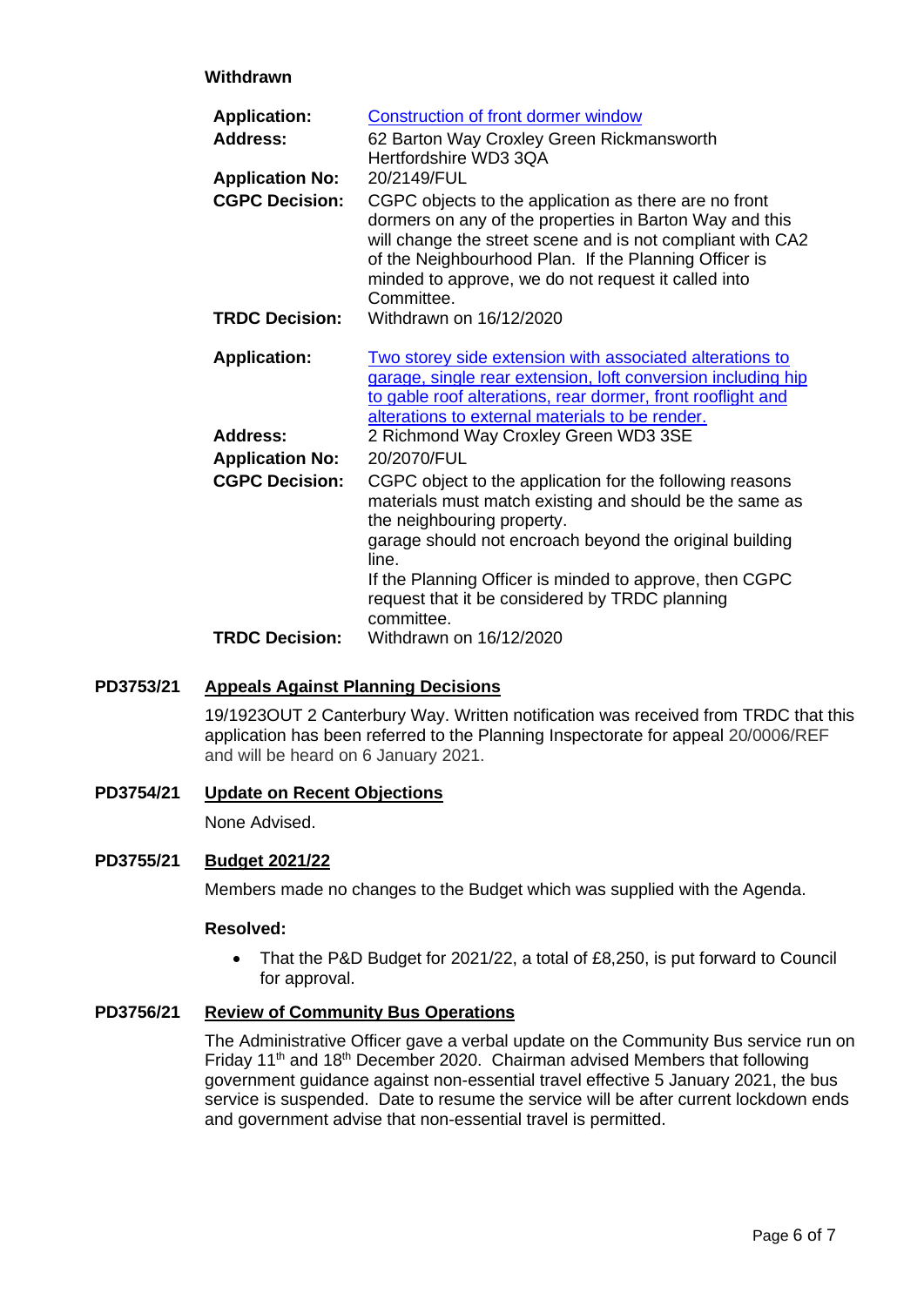**Withdrawn**

| | |
|---|---|
| **Application:** | Construction of front dormer window |
| **Address:** | 62 Barton Way Croxley Green Rickmansworth Hertfordshire WD3 3QA |
| **Application No:** | 20/2149/FUL |
| **CGPC Decision:** | CGPC objects to the application as there are no front dormers on any of the properties in Barton Way and this will change the street scene and is not compliant with CA2 of the Neighbourhood Plan. If the Planning Officer is minded to approve, we do not request it called into Committee. |
| **TRDC Decision:** | Withdrawn on 16/12/2020 |

| | |
|---|---|
| **Application:** | Two storey side extension with associated alterations to garage, single rear extension, loft conversion including hip to gable roof alterations, rear dormer, front rooflight and alterations to external materials to be render. |
| **Address:** | 2 Richmond Way Croxley Green WD3 3SE |
| **Application No:** | 20/2070/FUL |
| **CGPC Decision:** | CGPC object to the application for the following reasons materials must match existing and should be the same as the neighbouring property.<br>garage should not encroach beyond the original building line.<br>If the Planning Officer is minded to approve, then CGPC request that it be considered by TRDC planning committee. |
| **TRDC Decision:** | Withdrawn on 16/12/2020 |

**PD3753/21 Appeals Against Planning Decisions**

19/1923OUT 2 Canterbury Way. Written notification was received from TRDC that this application has been referred to the Planning Inspectorate for appeal 20/0006/REF and will be heard on 6 January 2021.

**PD3754/21 Update on Recent Objections**

None Advised.

**PD3755/21 Budget 2021/22**

Members made no changes to the Budget which was supplied with the Agenda.

**Resolved:**

- That the P&D Budget for 2021/22, a total of £8,250, is put forward to Council for approval.

**PD3756/21 Review of Community Bus Operations**

The Administrative Officer gave a verbal update on the Community Bus service run on Friday 11th and 18th December 2020. Chairman advised Members that following government guidance against non-essential travel effective 5 January 2021, the bus service is suspended. Date to resume the service will be after current lockdown ends and government advise that non-essential travel is permitted.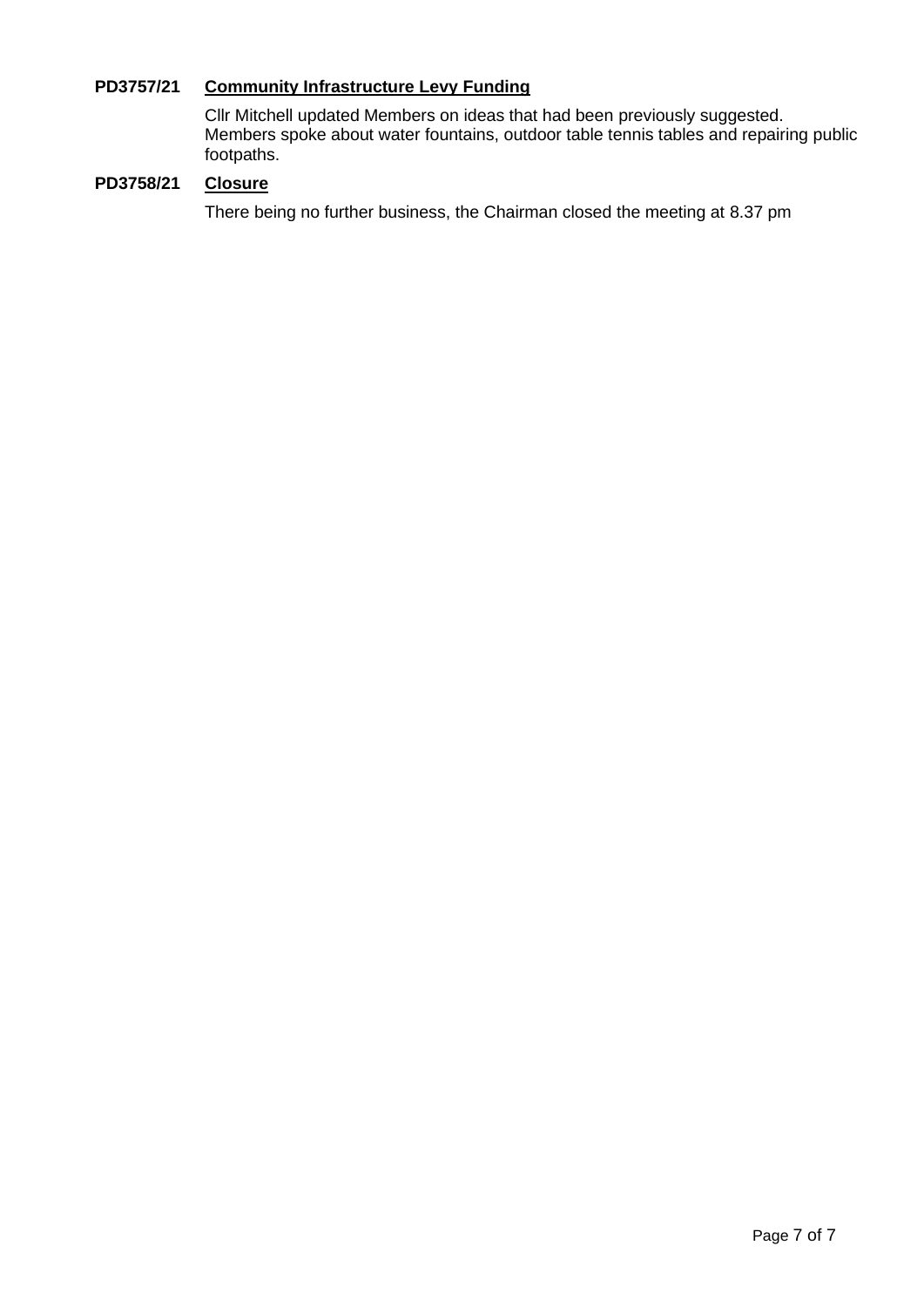**PD3757/21** **Community Infrastructure Levy Funding**

Cllr Mitchell updated Members on ideas that had been previously suggested. Members spoke about water fountains, outdoor table tennis tables and repairing public footpaths.

**PD3758/21** **Closure**

There being no further business, the Chairman closed the meeting at 8.37 pm